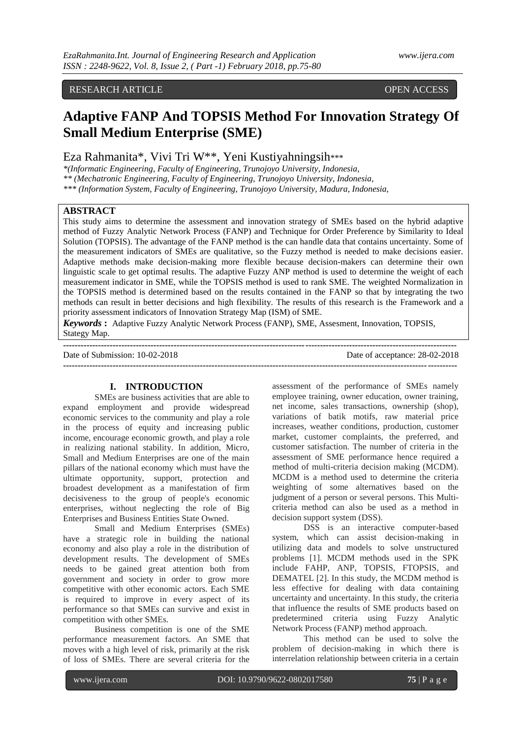RESEARCH ARTICLE OPEN ACCESS

# Adaptive FANP And TOPSIS Method For Innovation Strategy Of Small Medium Enterprise (SME)

Eza Rahmanita*, Vivi Tri W**, Yeni Kustiyahningsih***

*(Informatic Engineering, Faculty of Engineering, Trunojoyo University, Indonesia,

** (Mechatronic Engineering, Faculty of Engineering, Trunojoyo University, Indonesia,

*** (Information System, Faculty of Engineering, Trunojoyo University, Madura, Indonesia,

## ABSTRACT

This study aims to determine the assessment and innovation strategy of SMEs based on the hybrid adaptive method of Fuzzy Analytic Network Process (FANP) and Technique for Order Preference by Similarity to Ideal Solution (TOPSIS). The advantage of the FANP method is the can handle data that contains uncertainty. Some of the measurement indicators of SMEs are qualitative, so the Fuzzy method is needed to make decisions easier. Adaptive methods make decision-making more flexible because decision-makers can determine their own linguistic scale to get optimal results. The adaptive Fuzzy ANP method is used to determine the weight of each measurement indicator in SME, while the TOPSIS method is used to rank SME. The weighted Normalization in the TOPSIS method is determined based on the results contained in the FANP so that by integrating the two methods can result in better decisions and high flexibility. The results of this research is the Framework and a priority assessment indicators of Innovation Strategy Map (ISM) of SME.

***Keywords*** **:** Adaptive Fuzzy Analytic Network Process (FANP), SME, Assesment, Innovation, TOPSIS, Stategy Map.

---

Date of Submission: 10-02-2018 Date of acceptance: 28-02-2018

---

## I. INTRODUCTION

SMEs are business activities that are able to expand employment and provide widespread economic services to the community and play a role in the process of equity and increasing public income, encourage economic growth, and play a role in realizing national stability. In addition, Micro, Small and Medium Enterprises are one of the main pillars of the national economy which must have the ultimate opportunity, support, protection and broadest development as a manifestation of firm decisiveness to the group of people's economic enterprises, without neglecting the role of Big Enterprises and Business Entities State Owned.

Small and Medium Enterprises (SMEs) have a strategic role in building the national economy and also play a role in the distribution of development results. The development of SMEs needs to be gained great attention both from government and society in order to grow more competitive with other economic actors. Each SME is required to improve in every aspect of its performance so that SMEs can survive and exist in competition with other SMEs.

Business competition is one of the SME performance measurement factors. An SME that moves with a high level of risk, primarily at the risk of loss of SMEs. There are several criteria for the assessment of the performance of SMEs namely employee training, owner education, owner training, net income, sales transactions, ownership (shop), variations of batik motifs, raw material price increases, weather conditions, production, customer market, customer complaints, the preferred, and customer satisfaction. The number of criteria in the assessment of SME performance hence required a method of multi-criteria decision making (MCDM). MCDM is a method used to determine the criteria weighting of some alternatives based on the judgment of a person or several persons. This Multi-criteria method can also be used as a method in decision support system (DSS).

DSS is an interactive computer-based system, which can assist decision-making in utilizing data and models to solve unstructured problems [1]. MCDM methods used in the SPK include FAHP, ANP, TOPSIS, FTOPSIS, and DEMATEL [2]. In this study, the MCDM method is less effective for dealing with data containing uncertainty and uncertainty. In this study, the criteria that influence the results of SME products based on predetermined criteria using Fuzzy Analytic Network Process (FANP) method approach.

This method can be used to solve the problem of decision-making in which there is interrelation relationship between criteria in a certain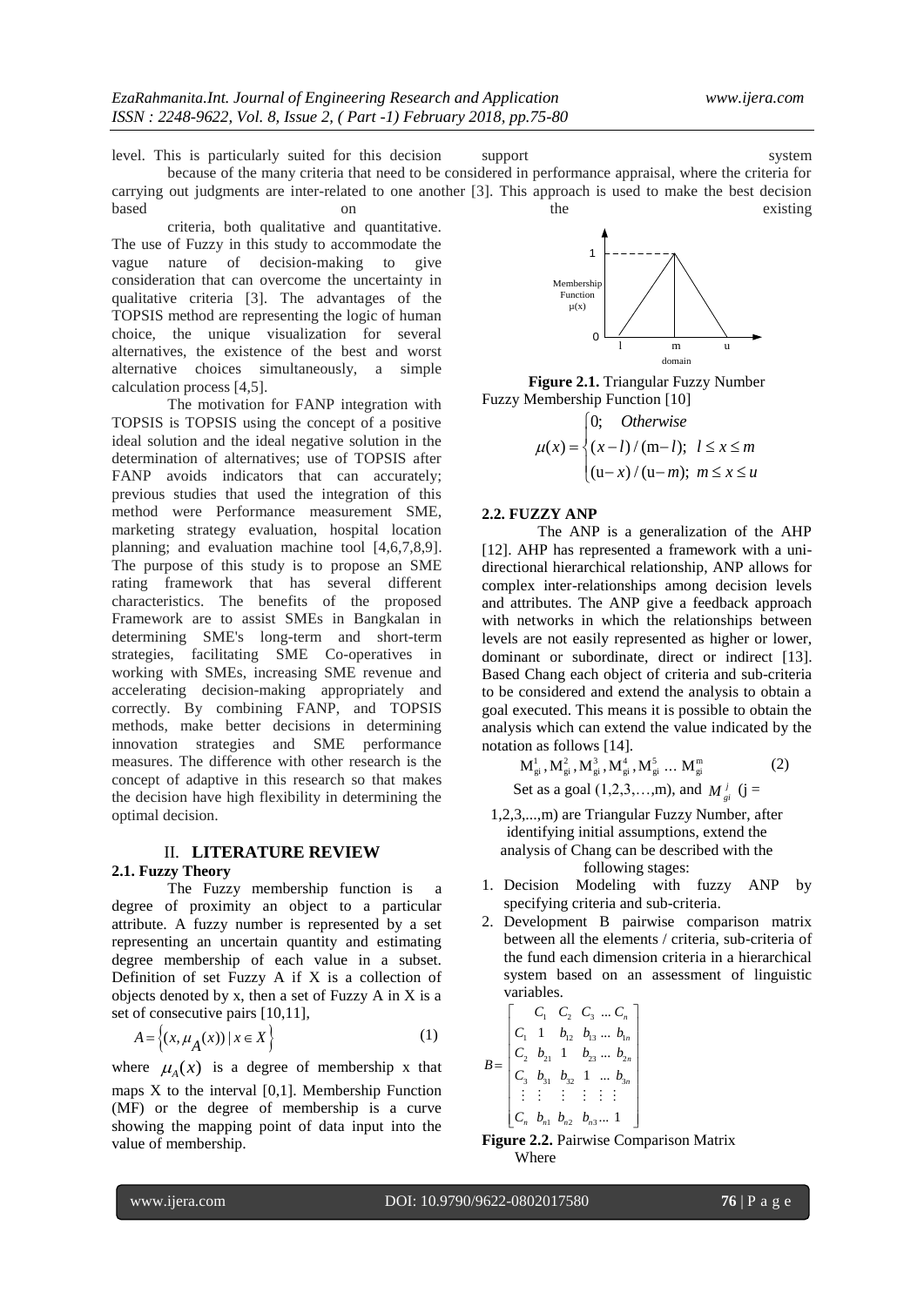level. This is particularly suited for this decision support system because of the many criteria that need to be considered in performance appraisal, where the criteria for carrying out judgments are inter-related to one another [3]. This approach is used to make the best decision based on the existing criteria, both qualitative and quantitative. The use of Fuzzy in this study to accommodate the vague nature of decision-making to give consideration that can overcome the uncertainty in qualitative criteria [3]. The advantages of the TOPSIS method are representing the logic of human choice, the unique visualization for several alternatives, the existence of the best and worst alternative choices simultaneously, a simple calculation process [4,5].

The motivation for FANP integration with TOPSIS is TOPSIS using the concept of a positive ideal solution and the ideal negative solution in the determination of alternatives; use of TOPSIS after FANP avoids indicators that can accurately; previous studies that used the integration of this method were Performance measurement SME, marketing strategy evaluation, hospital location planning; and evaluation machine tool [4,6,7,8,9]. The purpose of this study is to propose an SME rating framework that has several different characteristics. The benefits of the proposed Framework are to assist SMEs in Bangkalan in determining SME's long-term and short-term strategies, facilitating SME Co-operatives in working with SMEs, increasing SME revenue and accelerating decision-making appropriately and correctly. By combining FANP, and TOPSIS methods, make better decisions in determining innovation strategies and SME performance measures. The difference with other research is the concept of adaptive in this research so that makes the decision have high flexibility in determining the optimal decision.

## II. LITERATURE REVIEW

### 2.1. Fuzzy Theory

The Fuzzy membership function is a degree of proximity an object to a particular attribute. A fuzzy number is represented by a set representing an uncertain quantity and estimating degree membership of each value in a subset. Definition of set Fuzzy A if X is a collection of objects denoted by x, then a set of Fuzzy A in X is a set of consecutive pairs [10,11],

$$A = \{(x, \mu_A(x)) \mid x \in X\} \tag{1}$$

where $\mu_A(x)$ is a degree of membership x that maps X to the interval [0,1]. Membership Function (MF) or the degree of membership is a curve showing the mapping point of data input into the value of membership.

**Figure 2.1.** Triangular Fuzzy Number Fuzzy Membership Function [10]

$$\mu(x) = \begin{cases} 0; & Otherwise \\ (x-l)/(m-l); & l \le x \le m \\ (u-x)/(u-m); & m \le x \le u \end{cases}$$

### 2.2. FUZZY ANP

The ANP is a generalization of the AHP [12]. AHP has represented a framework with a uni-directional hierarchical relationship, ANP allows for complex inter-relationships among decision levels and attributes. The ANP give a feedback approach with networks in which the relationships between levels are not easily represented as higher or lower, dominant or subordinate, direct or indirect [13]. Based Chang each object of criteria and sub-criteria to be considered and extend the analysis to obtain a goal executed. This means it is possible to obtain the analysis which can extend the value indicated by the notation as follows [14].

$$M_{gi}^1, M_{gi}^2, M_{gi}^3, M_{gi}^4, M_{gi}^5 \ldots M_{gi}^m \tag{2}$$

Set as a goal (1,2,3,…,m), and $M_{gi}^j$ (j = 1,2,3,...,m) are Triangular Fuzzy Number, after identifying initial assumptions, extend the analysis of Chang can be described with the following stages:

1. Decision Modeling with fuzzy ANP by specifying criteria and sub-criteria.
2. Development B pairwise comparison matrix between all the elements / criteria, sub-criteria of the fund each dimension criteria in a hierarchical system based on an assessment of linguistic variables.

$$B = \begin{bmatrix} & C_1 & C_2 & C_3 & \ldots & C_n \\ C_1 & 1 & b_{12} & b_{13} & \ldots & b_{1n} \\ C_2 & b_{21} & 1 & b_{23} & \ldots & b_{2n} \\ C_3 & b_{31} & b_{32} & 1 & \ldots & b_{3n} \\ \vdots & \vdots & \vdots & \vdots & \vdots & \vdots \\ C_n & b_{n1} & b_{n2} & b_{n3} & \ldots & 1 \end{bmatrix}$$

**Figure 2.2.** Pairwise Comparison Matrix

Where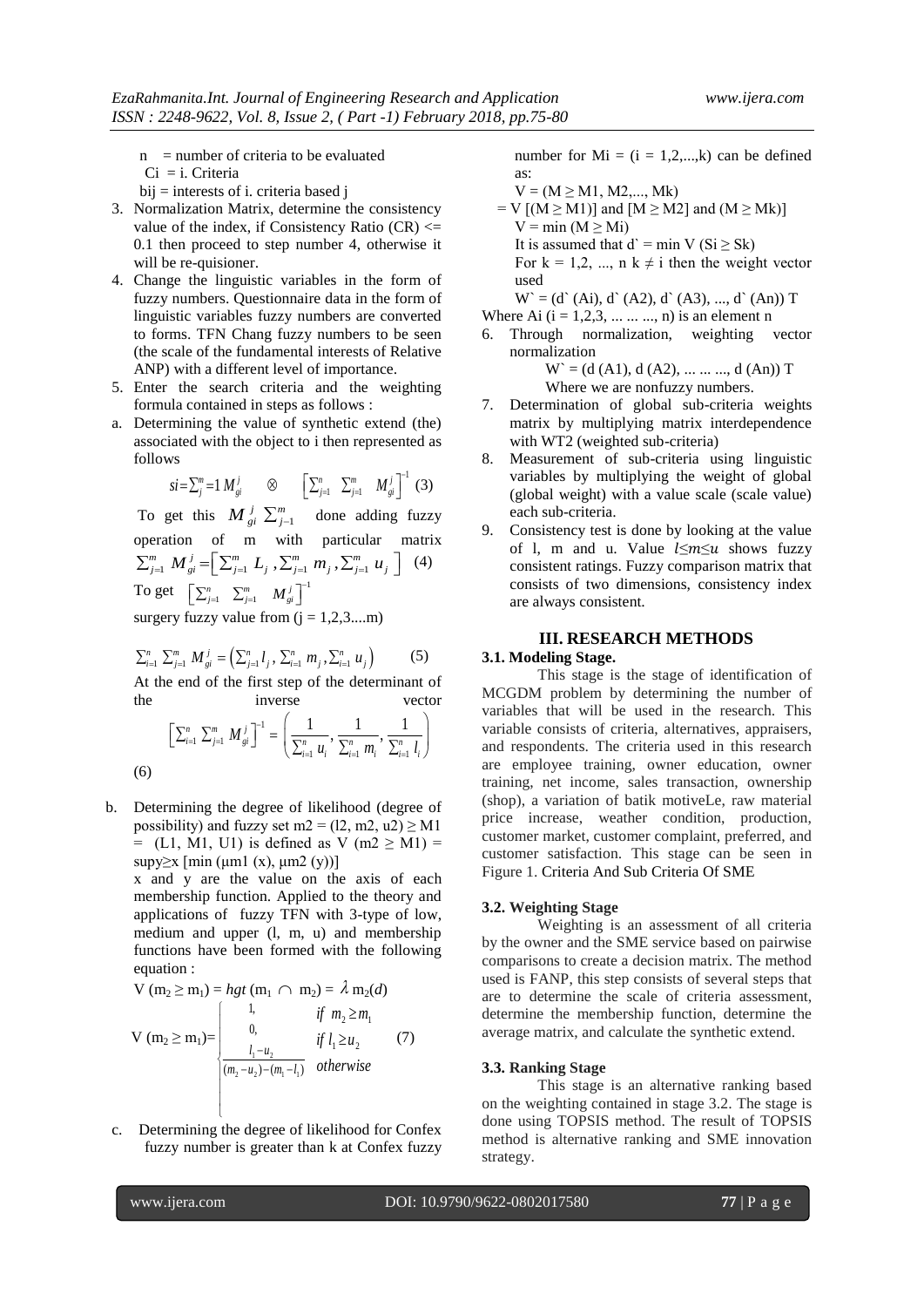$n$ = number of criteria to be evaluated

$C_i$ = i. Criteria

$b_{ij}$ = interests of i. criteria based j

3. Normalization Matrix, determine the consistency value of the index, if Consistency Ratio (CR) <= 0.1 then proceed to step number 4, otherwise it will be re-quisioner.
4. Change the linguistic variables in the form of fuzzy numbers. Questionnaire data in the form of linguistic variables fuzzy numbers are converted to forms. TFN Chang fuzzy numbers to be seen (the scale of the fundamental interests of Relative ANP) with a different level of importance.
5. Enter the search criteria and the weighting formula contained in steps as follows :

a. Determining the value of synthetic extend (the) associated with the object to i then represented as follows

$$si = \sum_{j}^{m} = 1 M_{gi}^{j} \quad \otimes \quad \left[ \sum_{j=1}^{n} \sum_{j=1}^{m} M_{gi}^{j} \right]^{-1} \quad (3)$$

To get this $M_{gi}^{j} \sum_{j-1}^{m}$ done adding fuzzy operation of m with particular matrix

$$\sum_{j=1}^{m} M_{gi}^{j} = \left[ \sum_{j=1}^{m} L_j , \sum_{j=1}^{m} m_j , \sum_{j=1}^{m} u_j \right] \quad (4)$$

To get $\left[ \sum_{j=1}^{n} \sum_{j=1}^{m} M_{gi}^{j} \right]^{-1}$

surgery fuzzy value from (j = 1,2,3....m)

$$\sum_{i=1}^{n} \sum_{j=1}^{m} M_{gi}^{j} = \left( \sum_{j=1}^{n} l_j , \sum_{i=1}^{n} m_j , \sum_{i=1}^{n} u_j \right) \quad (5)$$

At the end of the first step of the determinant of the inverse vector

$$\left[ \sum_{i=1}^{n} \sum_{j=1}^{m} M_{gi}^{j} \right]^{-1} = \left( \frac{1}{\sum_{i=1}^{n} u_i}, \frac{1}{\sum_{i=1}^{n} m_i}, \frac{1}{\sum_{i=1}^{n} l_i} \right)$$

(6)

b. Determining the degree of likelihood (degree of possibility) and fuzzy set m2 = (l2, m2, u2) ≥ M1 = (L1, M1, U1) is defined as V (m2 ≥ M1) = supy≥x [min (μm1 (x), μm2 (y))]

x and y are the value on the axis of each membership function. Applied to the theory and applications of fuzzy TFN with 3-type of low, medium and upper (l, m, u) and membership functions have been formed with the following equation :

$$V(m_2 \geq m_1) = hgt(m_1 \cap m_2) = \lambda m_2(d)$$

$$V(m_2 \geq m_1) = \begin{cases} 1, & if\ m_2 \geq m_1 \\ 0, & if\ l_1 \geq u_2 \\ \dfrac{l_1 - u_2}{(m_2 - u_2) - (m_1 - l_1)} & otherwise \end{cases} \quad (7)$$

c. Determining the degree of likelihood for Confex fuzzy number is greater than k at Confex fuzzy number for Mi = (i = 1,2,...,k) can be defined as:

V = (M ≥ M1, M2,..., Mk)

= V [(M ≥ M1)] and [M ≥ M2] and (M ≥ Mk)]

V = min (M ≥ Mi)

It is assumed that d` = min V (Si ≥ Sk)

For k = 1,2, ..., n k ≠ i then the weight vector used

W` = (d` (Ai), d` (A2), d` (A3), ..., d` (An)) T

Where Ai (i = 1,2,3, ... ... ..., n) is an element n

6. Through normalization, weighting vector normalization

   W` = (d (A1), d (A2), ... ... ..., d (An)) T

   Where we are nonfuzzy numbers.
7. Determination of global sub-criteria weights matrix by multiplying matrix interdependence with WT2 (weighted sub-criteria)
8. Measurement of sub-criteria using linguistic variables by multiplying the weight of global (global weight) with a value scale (scale value) each sub-criteria.
9. Consistency test is done by looking at the value of l, m and u. Value *l≤m≤u* shows fuzzy consistent ratings. Fuzzy comparison matrix that consists of two dimensions, consistency index are always consistent.

## III. RESEARCH METHODS

### 3.1. Modeling Stage.

This stage is the stage of identification of MCGDM problem by determining the number of variables that will be used in the research. This variable consists of criteria, alternatives, appraisers, and respondents. The criteria used in this research are employee training, owner education, owner training, net income, sales transaction, ownership (shop), a variation of batik motiveLe, raw material price increase, weather condition, production, customer market, customer complaint, preferred, and customer satisfaction. This stage can be seen in Figure 1. Criteria And Sub Criteria Of SME

### 3.2. Weighting Stage

Weighting is an assessment of all criteria by the owner and the SME service based on pairwise comparisons to create a decision matrix. The method used is FANP, this step consists of several steps that are to determine the scale of criteria assessment, determine the membership function, determine the average matrix, and calculate the synthetic extend.

### 3.3. Ranking Stage

This stage is an alternative ranking based on the weighting contained in stage 3.2. The stage is done using TOPSIS method. The result of TOPSIS method is alternative ranking and SME innovation strategy.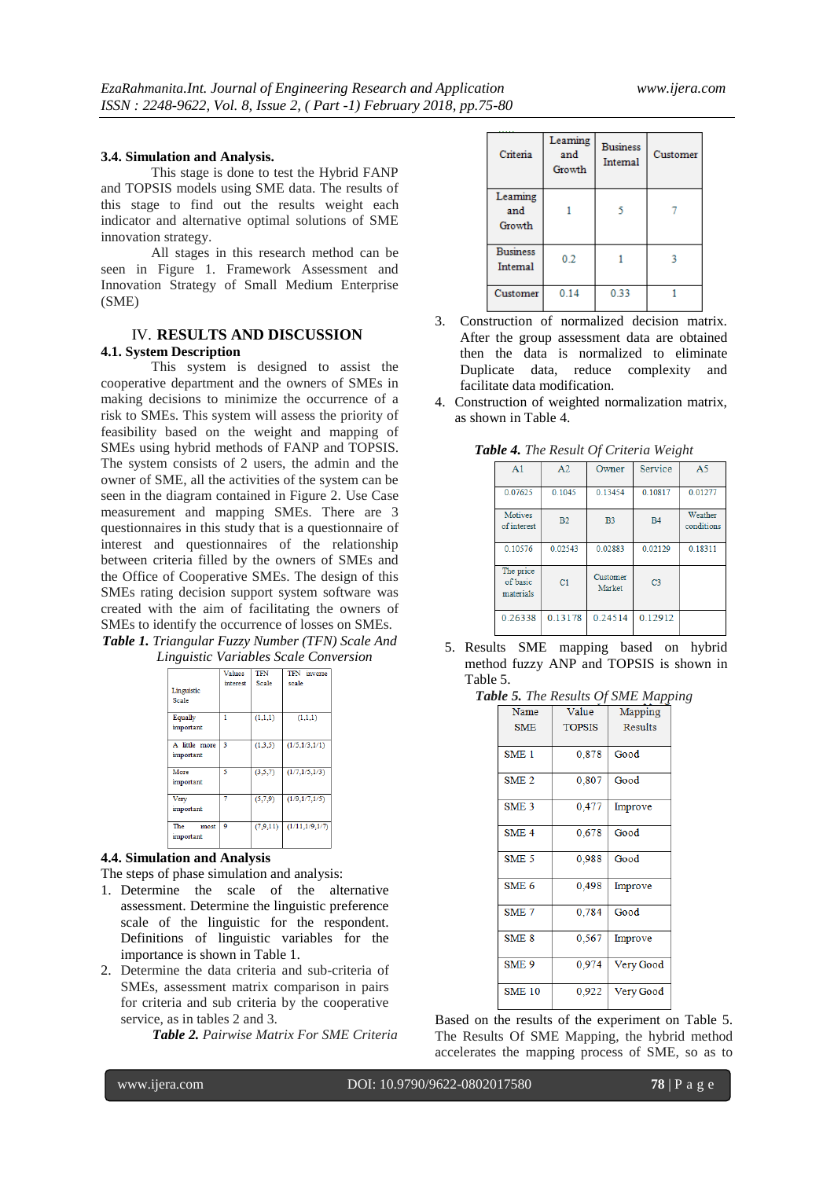### 3.4. Simulation and Analysis.

This stage is done to test the Hybrid FANP and TOPSIS models using SME data. The results of this stage to find out the results weight each indicator and alternative optimal solutions of SME innovation strategy.

All stages in this research method can be seen in Figure 1. Framework Assessment and Innovation Strategy of Small Medium Enterprise (SME)

## IV. RESULTS AND DISCUSSION

### 4.1. System Description

This system is designed to assist the cooperative department and the owners of SMEs in making decisions to minimize the occurrence of a risk to SMEs. This system will assess the priority of feasibility based on the weight and mapping of SMEs using hybrid methods of FANP and TOPSIS. The system consists of 2 users, the admin and the owner of SME, all the activities of the system can be seen in the diagram contained in Figure 2. Use Case measurement and mapping SMEs. There are 3 questionnaires in this study that is a questionnaire of interest and questionnaires of the relationship between criteria filled by the owners of SMEs and the Office of Cooperative SMEs. The design of this SMEs rating decision support system software was created with the aim of facilitating the owners of SMEs to identify the occurrence of losses on SMEs.

***Table 1.*** *Triangular Fuzzy Number (TFN) Scale And Linguistic Variables Scale Conversion*

| Linguistic Scale | Values interest | TFN Scale | TFN inverse scale |
|---|---|---|---|
| Equally important | 1 | (1,1,1) | (1,1,1) |
| A little more important | 3 | (1,3,5) | (1/5,1/3,1/1) |
| More important | 5 | (3,5,7) | (1/7,1/5,1/3) |
| Very important | 7 | (5,7,9) | (1/9,1/7,1/5) |
| The most important | 9 | (7,9,11) | (1/11,1/9,1/7) |

### 4.4. Simulation and Analysis

The steps of phase simulation and analysis:

1. Determine the scale of the alternative assessment. Determine the linguistic preference scale of the linguistic for the respondent. Definitions of linguistic variables for the importance is shown in Table 1.
2. Determine the data criteria and sub-criteria of SMEs, assessment matrix comparison in pairs for criteria and sub criteria by the cooperative service, as in tables 2 and 3.

***Table 2.*** *Pairwise Matrix For SME Criteria*

| Criteria | Learning and Growth | Business Internal | Customer |
|---|---|---|---|
| Learning and Growth | 1 | 5 | 7 |
| Business Internal | 0.2 | 1 | 3 |
| Customer | 0.14 | 0.33 | 1 |

3. Construction of normalized decision matrix. After the group assessment data are obtained then the data is normalized to eliminate Duplicate data, reduce complexity and facilitate data modification.
4. Construction of weighted normalization matrix, as shown in Table 4.

***Table 4.*** *The Result Of Criteria Weight*

| A1 | A2 | Owner | Service | A5 |
|---|---|---|---|---|
| 0.07625 | 0.1045 | 0.13454 | 0.10817 | 0.01277 |
| Motives of interest | B2 | B3 | B4 | Weather conditions |
| 0.10576 | 0.02543 | 0.02883 | 0.02129 | 0.18311 |
| The price of basic materials | C1 | Customer Market | C3 | |
| 0.26338 | 0.13178 | 0.24514 | 0.12912 | |

5. Results SME mapping based on hybrid method fuzzy ANP and TOPSIS is shown in Table 5.

***Table 5.*** *The Results Of SME Mapping*

| Name SME | Value TOPSIS | Mapping Results |
|---|---|---|
| SME 1 | 0,878 | Good |
| SME 2 | 0,807 | Good |
| SME 3 | 0,477 | Improve |
| SME 4 | 0,678 | Good |
| SME 5 | 0,988 | Good |
| SME 6 | 0,498 | Improve |
| SME 7 | 0,784 | Good |
| SME 8 | 0,567 | Improve |
| SME 9 | 0,974 | Very Good |
| SME 10 | 0,922 | Very Good |

Based on the results of the experiment on Table 5. The Results Of SME Mapping, the hybrid method accelerates the mapping process of SME, so as to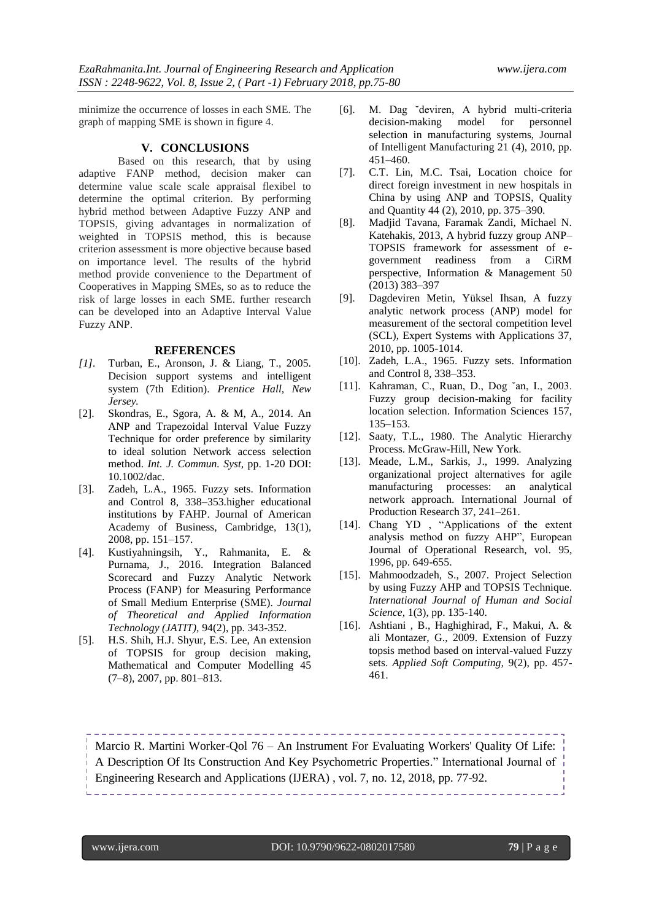minimize the occurrence of losses in each SME. The graph of mapping SME is shown in figure 4.

## V. CONCLUSIONS

Based on this research, that by using adaptive FANP method, decision maker can determine value scale scale appraisal flexibel to determine the optimal criterion. By performing hybrid method between Adaptive Fuzzy ANP and TOPSIS, giving advantages in normalization of weighted in TOPSIS method, this is because criterion assessment is more objective because based on importance level. The results of the hybrid method provide convenience to the Department of Cooperatives in Mapping SMEs, so as to reduce the risk of large losses in each SME. further research can be developed into an Adaptive Interval Value Fuzzy ANP.

## REFERENCES

*[1].* Turban, E., Aronson, J. & Liang, T., 2005. Decision support systems and intelligent system (7th Edition). *Prentice Hall, New Jersey.*

[2]. Skondras, E., Sgora, A. & M, A., 2014. An ANP and Trapezoidal Interval Value Fuzzy Technique for order preference by similarity to ideal solution Network access selection method. *Int. J. Commun. Syst,* pp. 1-20 DOI: 10.1002/dac.

[3]. Zadeh, L.A., 1965. Fuzzy sets. Information and Control 8, 338–353.higher educational institutions by FAHP. Journal of American Academy of Business, Cambridge, 13(1), 2008, pp. 151–157.

[4]. Kustiyahningsih, Y., Rahmanita, E. & Purnama, J., 2016. Integration Balanced Scorecard and Fuzzy Analytic Network Process (FANP) for Measuring Performance of Small Medium Enterprise (SME). *Journal of Theoretical and Applied Information Technology (JATIT),* 94(2), pp. 343-352.

[5]. H.S. Shih, H.J. Shyur, E.S. Lee, An extension of TOPSIS for group decision making, Mathematical and Computer Modelling 45 (7–8), 2007, pp. 801–813.

[6]. M. Dag ˘deviren, A hybrid multi-criteria decision-making model for personnel selection in manufacturing systems, Journal of Intelligent Manufacturing 21 (4), 2010, pp. 451–460.

[7]. C.T. Lin, M.C. Tsai, Location choice for direct foreign investment in new hospitals in China by using ANP and TOPSIS, Quality and Quantity 44 (2), 2010, pp. 375–390.

[8]. Madjid Tavana, Faramak Zandi, Michael N. Katehakis, 2013, A hybrid fuzzy group ANP–TOPSIS framework for assessment of e-government readiness from a CiRM perspective, Information & Management 50 (2013) 383–397

[9]. Dagdeviren Metin, Yüksel Ihsan, A fuzzy analytic network process (ANP) model for measurement of the sectoral competition level (SCL), Expert Systems with Applications 37, 2010, pp. 1005-1014.

[10]. Zadeh, L.A., 1965. Fuzzy sets. Information and Control 8, 338–353.

[11]. Kahraman, C., Ruan, D., Dog ˘an, I., 2003. Fuzzy group decision-making for facility location selection. Information Sciences 157, 135–153.

[12]. Saaty, T.L., 1980. The Analytic Hierarchy Process. McGraw-Hill, New York.

[13]. Meade, L.M., Sarkis, J., 1999. Analyzing organizational project alternatives for agile manufacturing processes: an analytical network approach. International Journal of Production Research 37, 241–261.

[14]. Chang YD , "Applications of the extent analysis method on fuzzy AHP", European Journal of Operational Research, vol. 95, 1996, pp. 649-655.

[15]. Mahmoodzadeh, S., 2007. Project Selection by using Fuzzy AHP and TOPSIS Technique. *International Journal of Human and Social Science*, 1(3), pp. 135-140.

[16]. Ashtiani , B., Haghighirad, F., Makui, A. & ali Montazer, G., 2009. Extension of Fuzzy topsis method based on interval-valued Fuzzy sets. *Applied Soft Computing,* 9(2), pp. 457-461.

Marcio R. Martini Worker-Qol 76 – An Instrument For Evaluating Workers' Quality Of Life: A Description Of Its Construction And Key Psychometric Properties." International Journal of Engineering Research and Applications (IJERA) , vol. 7, no. 12, 2018, pp. 77-92.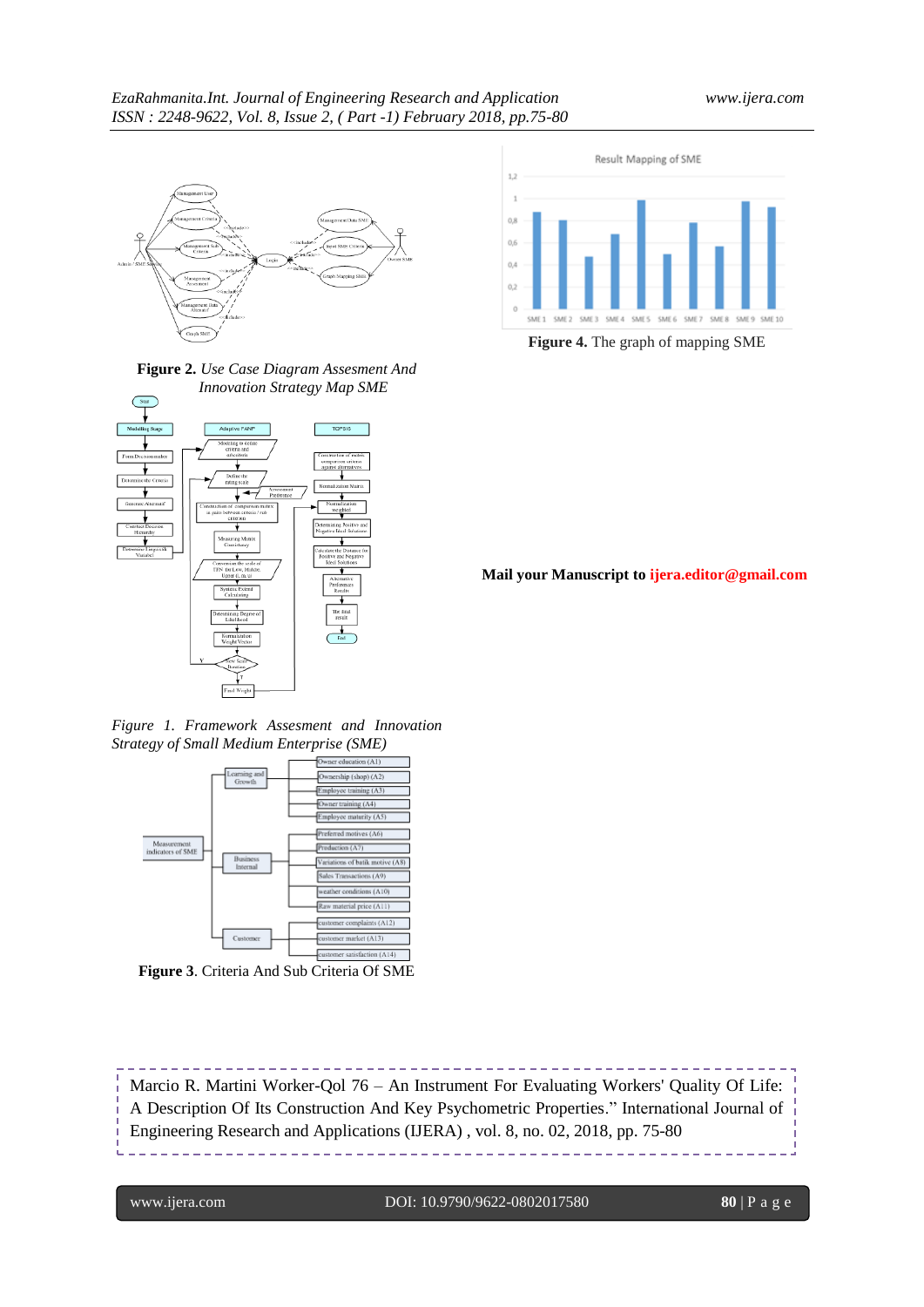Management User

Management Criteria

Management Sub Criteria

Management Assesment

Management Data Alternatif

Graph SME

Admin / SME Service

Login

Management Data SME

Input SME Criteria

Graph Mapping SME

Owner SME

<<include>>

**Figure 2.** *Use Case Diagram Assesment And Innovation Strategy Map SME*

Start

Modelling Stage

Form Decision maker

Determine the Criteria

Generate Alternatif

Contruct Decision Hierarchy

Determine Linguistik Variabel

Adaptive FANP

Deciding to create criteria and subcriteria

Define the rating scale

Assessment Preference

Construction of comparison matrix in pairs between criteria / sub criteria

Measuring Matrix Consistensy

Conversion the scale of TFN for Low, Middle, Upper (l, m, u)

Synthetic Extend Calculating

Determining Degree of Likelihood

Normalization Weight Vector

New Scale Iteration

Y

T

Final Weight

TOPSIS

Construction of matrix comparison criteria against alternatives

Normalization Matrix

Normalization weighted

Determining Positive and Negative Ideal Solutions

Calculates the Distance for Positive and Negative Ideal Solutions

Alternative Preferences Results

The final result

End

*Figure 1. Framework Assesment and Innovation Strategy of Small Medium Enterprise (SME)*

Measurement indicators of SME

Learning and Growth

Owner education (A1)

Ownership (shop) (A2)

Employee training (A3)

Owner training (A4)

Employee maturity (A5)

Business Internal

Preferred motives (A6)

Production (A7)

Variations of batik motive (A8)

Sales Transactions (A9)

weather conditions (A10)

Raw material price (A11)

Customer

customer complaints (A12)

customer market (A13)

customer satisfaction (A14)

**Figure 3**. Criteria And Sub Criteria Of SME

Result Mapping of SME

1,2
1
0,8
0,6
0,4
0,2
0

SME 1 SME 2 SME 3 SME 4 SME 5 SME 6 SME 7 SME 8 SME 9 SME 10

**Figure 4.** The graph of mapping SME

**Mail your Manuscript to ijera.editor@gmail.com**

Marcio R. Martini Worker-Qol 76 – An Instrument For Evaluating Workers' Quality Of Life: A Description Of Its Construction And Key Psychometric Properties." International Journal of Engineering Research and Applications (IJERA) , vol. 8, no. 02, 2018, pp. 75-80